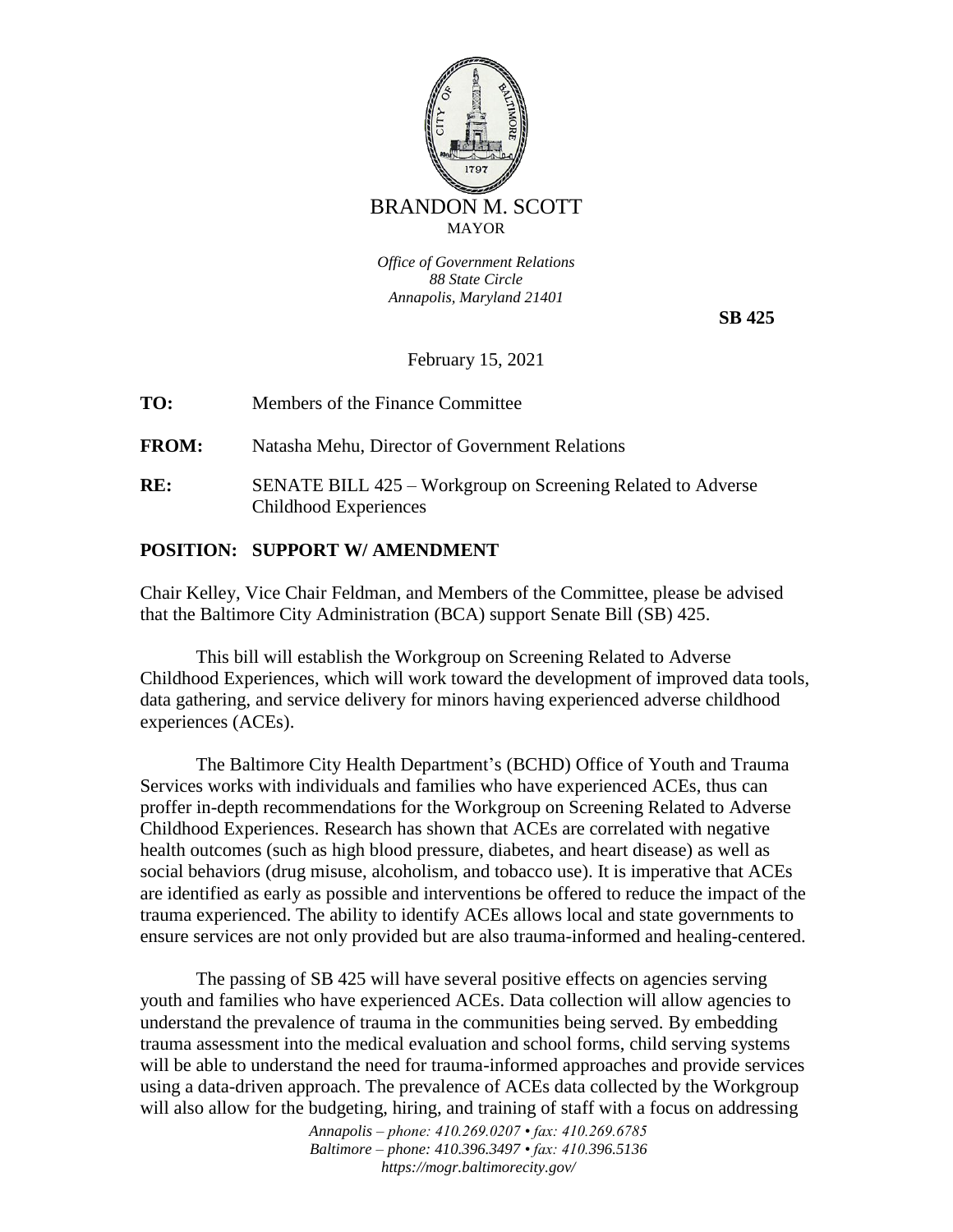BRANDON M. SCOTT
MAYOR

*Office of Government Relations*
*88 State Circle*
*Annapolis, Maryland 21401*

**SB 425**

February 15, 2021

**TO:** Members of the Finance Committee

**FROM:** Natasha Mehu, Director of Government Relations

**RE:** SENATE BILL 425 – Workgroup on Screening Related to Adverse Childhood Experiences

**POSITION: SUPPORT W/ AMENDMENT**

Chair Kelley, Vice Chair Feldman, and Members of the Committee, please be advised that the Baltimore City Administration (BCA) support Senate Bill (SB) 425.

This bill will establish the Workgroup on Screening Related to Adverse Childhood Experiences, which will work toward the development of improved data tools, data gathering, and service delivery for minors having experienced adverse childhood experiences (ACEs).

The Baltimore City Health Department's (BCHD) Office of Youth and Trauma Services works with individuals and families who have experienced ACEs, thus can proffer in-depth recommendations for the Workgroup on Screening Related to Adverse Childhood Experiences. Research has shown that ACEs are correlated with negative health outcomes (such as high blood pressure, diabetes, and heart disease) as well as social behaviors (drug misuse, alcoholism, and tobacco use). It is imperative that ACEs are identified as early as possible and interventions be offered to reduce the impact of the trauma experienced. The ability to identify ACEs allows local and state governments to ensure services are not only provided but are also trauma-informed and healing-centered.

The passing of SB 425 will have several positive effects on agencies serving youth and families who have experienced ACEs. Data collection will allow agencies to understand the prevalence of trauma in the communities being served. By embedding trauma assessment into the medical evaluation and school forms, child serving systems will be able to understand the need for trauma-informed approaches and provide services using a data-driven approach. The prevalence of ACEs data collected by the Workgroup will also allow for the budgeting, hiring, and training of staff with a focus on addressing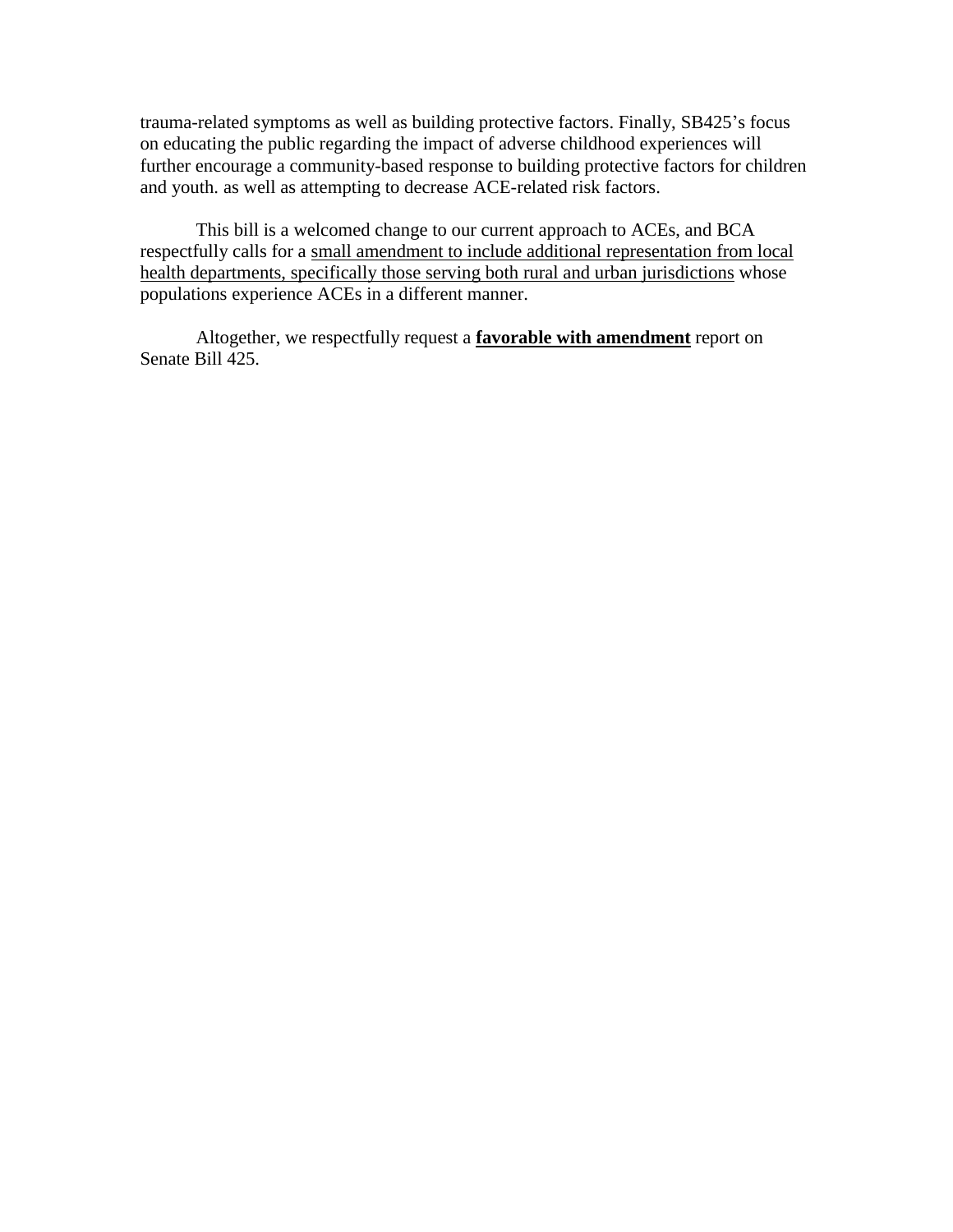trauma-related symptoms as well as building protective factors. Finally, SB425's focus on educating the public regarding the impact of adverse childhood experiences will further encourage a community-based response to building protective factors for children and youth. as well as attempting to decrease ACE-related risk factors.

This bill is a welcomed change to our current approach to ACEs, and BCA respectfully calls for a <u>small amendment to include additional representation from local health departments, specifically those serving both rural and urban jurisdictions</u> whose populations experience ACEs in a different manner.

Altogether, we respectfully request a **<u>favorable with amendment</u>** report on Senate Bill 425.